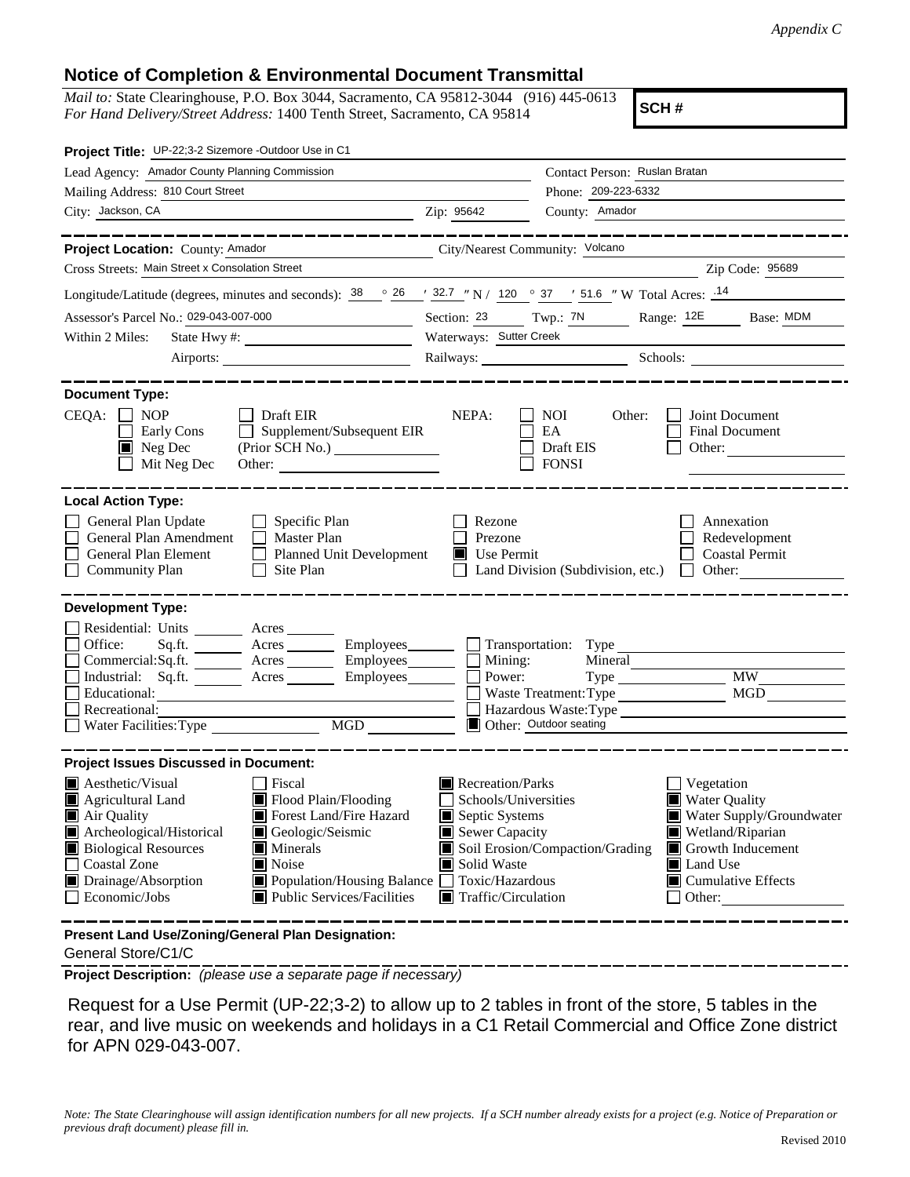*Appendix C*

## Notice of Completion & Environmental Document Transmittal

*Mail to:* State Clearinghouse, P.O. Box 3044, Sacramento, CA 95812-3044 (916) 445-0613
*For Hand Delivery/Street Address:* 1400 Tenth Street, Sacramento, CA 95814

**SCH #**

**Project Title:** UP-22;3-2 Sizemore -Outdoor Use in C1

Lead Agency: Amador County Planning Commission
Contact Person: Ruslan Bratan
Mailing Address: 810 Court Street
Phone: 209-223-6332
City: Jackson, CA
Zip: 95642
County: Amador

**Project Location:** County: Amador
City/Nearest Community: Volcano
Cross Streets: Main Street x Consolation Street
Zip Code: 95689

Longitude/Latitude (degrees, minutes and seconds): 38 ° 26 ′ 32.7 ″ N / 120 ° 37 ′ 51.6 ″ W Total Acres: .14

Assessor's Parcel No.: 029-043-007-000
Section: 23 Twp.: 7N Range: 12E Base: MDM

Within 2 Miles: State Hwy #:
Waterways: Sutter Creek
Airports:
Railways:
Schools:

**Document Type:**

CEQA: ☐ NOP ☐ Early Cons ☒ Neg Dec ☐ Mit Neg Dec ☐ Draft EIR ☐ Supplement/Subsequent EIR (Prior SCH No.) Other:

NEPA: ☐ NOI ☐ EA ☐ Draft EIS ☐ FONSI

Other: ☐ Joint Document ☐ Final Document ☐ Other:

**Local Action Type:**

- ☐ General Plan Update
- ☐ General Plan Amendment
- ☐ General Plan Element
- ☐ Community Plan
- ☐ Specific Plan
- ☐ Master Plan
- ☐ Planned Unit Development
- ☐ Site Plan
- ☐ Rezone
- ☐ Prezone
- ☒ Use Permit
- ☐ Land Division (Subdivision, etc.)
- ☐ Annexation
- ☐ Redevelopment
- ☐ Coastal Permit
- ☐ Other:

**Development Type:**

- ☐ Residential: Units Acres
- ☐ Office: Sq.ft. Acres Employees
- ☐ Commercial: Sq.ft. Acres Employees
- ☐ Industrial: Sq.ft. Acres Employees
- ☐ Educational:
- ☐ Recreational:
- ☐ Water Facilities: Type MGD
- ☐ Transportation: Type
- ☐ Mining: Mineral
- ☐ Power: Type MW
- ☐ Waste Treatment: Type MGD
- ☐ Hazardous Waste: Type
- ☒ Other: Outdoor seating

**Project Issues Discussed in Document:**

- ☒ Aesthetic/Visual
- ☒ Agricultural Land
- ☒ Air Quality
- ☒ Archeological/Historical
- ☒ Biological Resources
- ☐ Coastal Zone
- ☒ Drainage/Absorption
- ☐ Economic/Jobs
- ☐ Fiscal
- ☒ Flood Plain/Flooding
- ☒ Forest Land/Fire Hazard
- ☒ Geologic/Seismic
- ☒ Minerals
- ☒ Noise
- ☒ Population/Housing Balance
- ☒ Public Services/Facilities
- ☒ Recreation/Parks
- ☐ Schools/Universities
- ☒ Septic Systems
- ☒ Sewer Capacity
- ☒ Soil Erosion/Compaction/Grading
- ☒ Solid Waste
- ☐ Toxic/Hazardous
- ☒ Traffic/Circulation
- ☐ Vegetation
- ☒ Water Quality
- ☒ Water Supply/Groundwater
- ☒ Wetland/Riparian
- ☒ Growth Inducement
- ☒ Land Use
- ☒ Cumulative Effects
- ☐ Other:

**Present Land Use/Zoning/General Plan Designation:**

General Store/C1/C

**Project Description:** *(please use a separate page if necessary)*

Request for a Use Permit (UP-22;3-2) to allow up to 2 tables in front of the store, 5 tables in the rear, and live music on weekends and holidays in a C1 Retail Commercial and Office Zone district for APN 029-043-007.

*Note: The State Clearinghouse will assign identification numbers for all new projects. If a SCH number already exists for a project (e.g. Notice of Preparation or previous draft document) please fill in.*

Revised 2010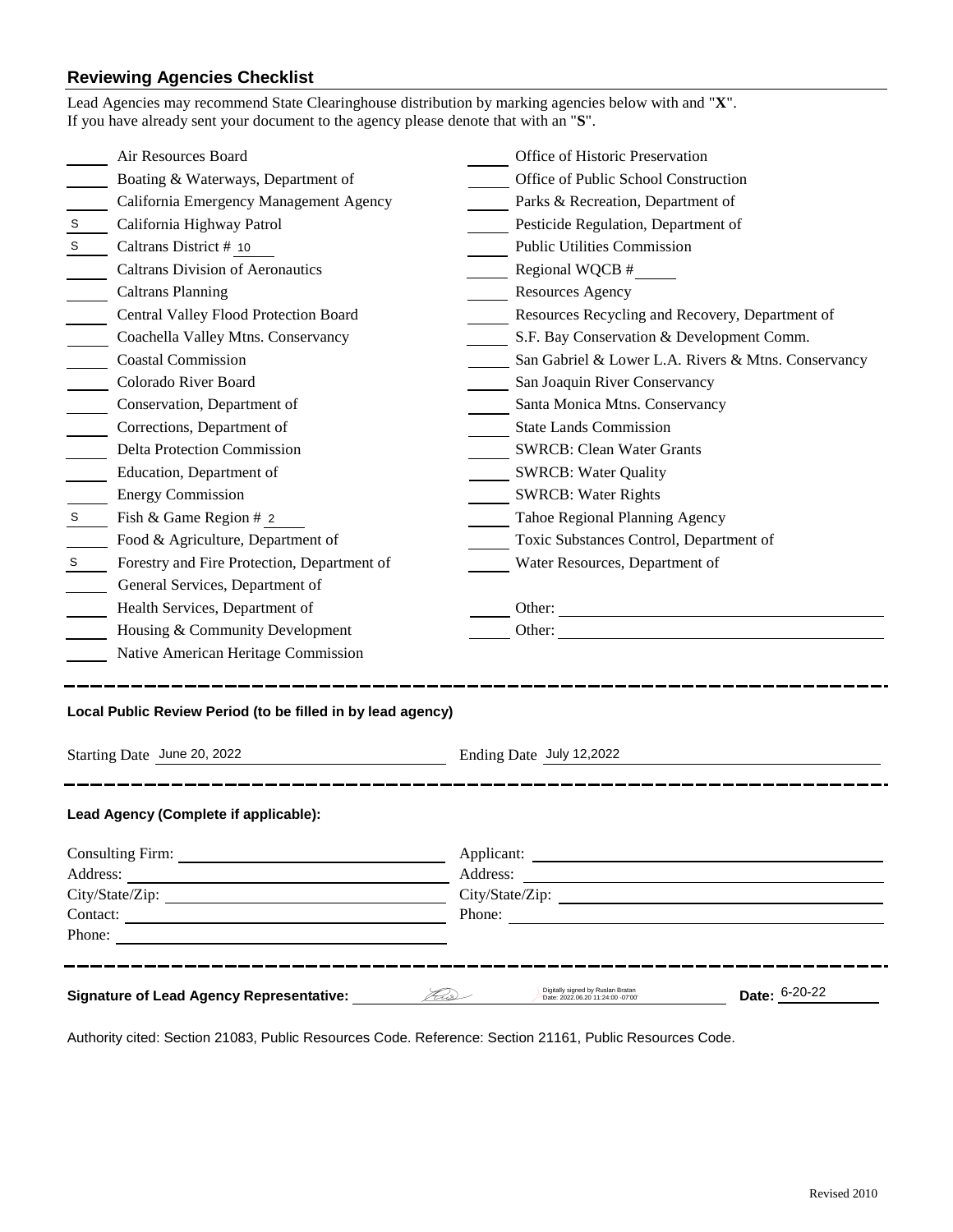## Reviewing Agencies Checklist

Lead Agencies may recommend State Clearinghouse distribution by marking agencies below with and "**X**".
If you have already sent your document to the agency please denote that with an "**S**".

| | | | |
|---|---|---|---|
| ____ | Air Resources Board | ____ | Office of Historic Preservation |
| ____ | Boating & Waterways, Department of | ____ | Office of Public School Construction |
| ____ | California Emergency Management Agency | ____ | Parks & Recreation, Department of |
| S | California Highway Patrol | ____ | Pesticide Regulation, Department of |
| S | Caltrans District # 10 | ____ | Public Utilities Commission |
| ____ | Caltrans Division of Aeronautics | ____ | Regional WQCB # ____ |
| ____ | Caltrans Planning | ____ | Resources Agency |
| ____ | Central Valley Flood Protection Board | ____ | Resources Recycling and Recovery, Department of |
| ____ | Coachella Valley Mtns. Conservancy | ____ | S.F. Bay Conservation & Development Comm. |
| ____ | Coastal Commission | ____ | San Gabriel & Lower L.A. Rivers & Mtns. Conservancy |
| ____ | Colorado River Board | ____ | San Joaquin River Conservancy |
| ____ | Conservation, Department of | ____ | Santa Monica Mtns. Conservancy |
| ____ | Corrections, Department of | ____ | State Lands Commission |
| ____ | Delta Protection Commission | ____ | SWRCB: Clean Water Grants |
| ____ | Education, Department of | ____ | SWRCB: Water Quality |
| ____ | Energy Commission | ____ | SWRCB: Water Rights |
| S | Fish & Game Region # 2 | ____ | Tahoe Regional Planning Agency |
| ____ | Food & Agriculture, Department of | ____ | Toxic Substances Control, Department of |
| S | Forestry and Fire Protection, Department of | ____ | Water Resources, Department of |
| ____ | General Services, Department of | | |
| ____ | Health Services, Department of | ____ | Other: ____________ |
| ____ | Housing & Community Development | ____ | Other: ____________ |
| ____ | Native American Heritage Commission | | |

---

**Local Public Review Period (to be filled in by lead agency)**

Starting Date June 20, 2022 Ending Date July 12,2022

---

**Lead Agency (Complete if applicable):**

| | |
|---|---|
| Consulting Firm: | Applicant: |
| Address: | Address: |
| City/State/Zip: | City/State/Zip: |
| Contact: | Phone: |
| Phone: | |

---

**Signature of Lead Agency Representative:** Digitally signed by Ruslan Bratan Date: 2022.06.20 11:24:00 -07'00' **Date:** 6-20-22

Authority cited: Section 21083, Public Resources Code. Reference: Section 21161, Public Resources Code.

Revised 2010